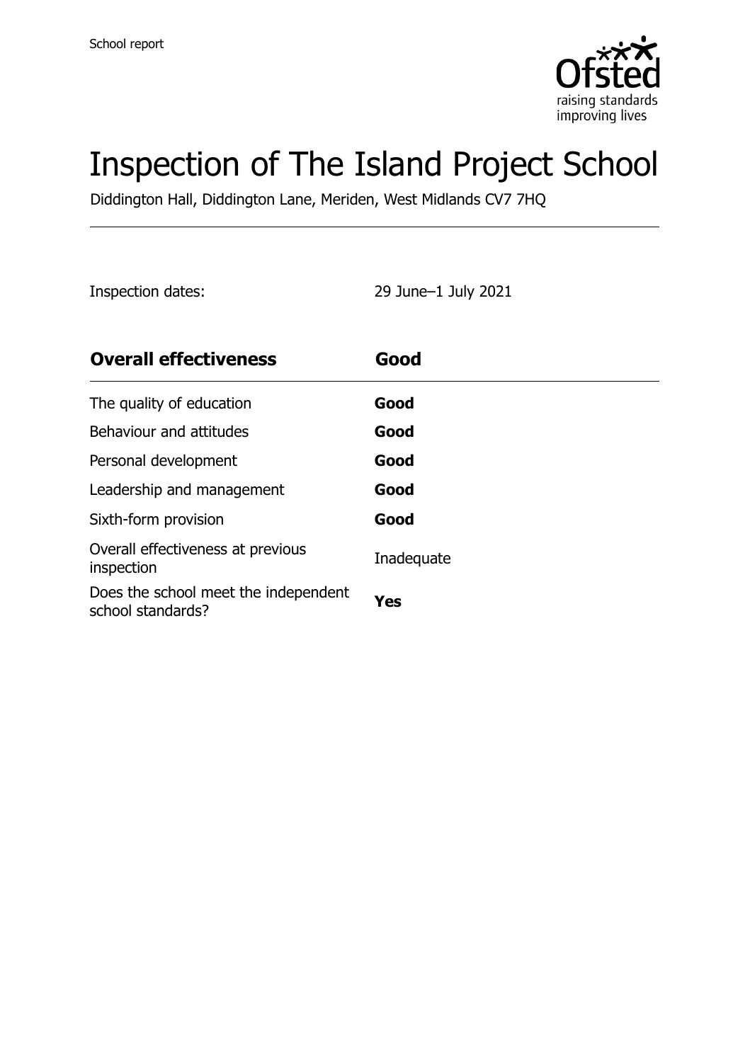School report

# Inspection of The Island Project School

Diddington Hall, Diddington Lane, Meriden, West Midlands CV7 7HQ

Inspection dates: 29 June–1 July 2021

| **Overall effectiveness** | **Good** |
| --- | --- |
| The quality of education | **Good** |
| Behaviour and attitudes | **Good** |
| Personal development | **Good** |
| Leadership and management | **Good** |
| Sixth-form provision | **Good** |
| Overall effectiveness at previous inspection | Inadequate |
| Does the school meet the independent school standards? | **Yes** |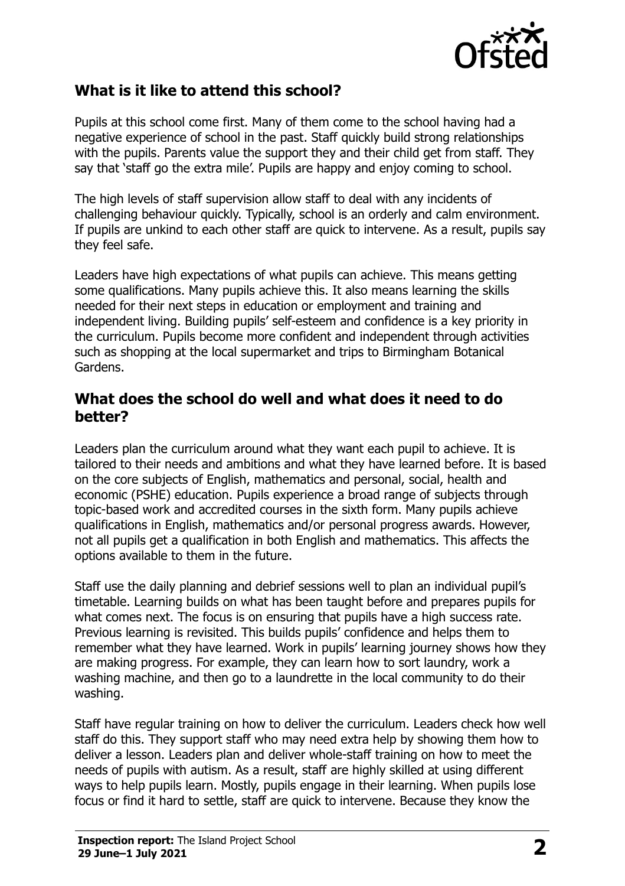## What is it like to attend this school?

Pupils at this school come first. Many of them come to the school having had a negative experience of school in the past. Staff quickly build strong relationships with the pupils. Parents value the support they and their child get from staff. They say that 'staff go the extra mile'. Pupils are happy and enjoy coming to school.

The high levels of staff supervision allow staff to deal with any incidents of challenging behaviour quickly. Typically, school is an orderly and calm environment. If pupils are unkind to each other staff are quick to intervene. As a result, pupils say they feel safe.

Leaders have high expectations of what pupils can achieve. This means getting some qualifications. Many pupils achieve this. It also means learning the skills needed for their next steps in education or employment and training and independent living. Building pupils' self-esteem and confidence is a key priority in the curriculum. Pupils become more confident and independent through activities such as shopping at the local supermarket and trips to Birmingham Botanical Gardens.

## What does the school do well and what does it need to do better?

Leaders plan the curriculum around what they want each pupil to achieve. It is tailored to their needs and ambitions and what they have learned before. It is based on the core subjects of English, mathematics and personal, social, health and economic (PSHE) education. Pupils experience a broad range of subjects through topic-based work and accredited courses in the sixth form. Many pupils achieve qualifications in English, mathematics and/or personal progress awards. However, not all pupils get a qualification in both English and mathematics. This affects the options available to them in the future.

Staff use the daily planning and debrief sessions well to plan an individual pupil's timetable. Learning builds on what has been taught before and prepares pupils for what comes next. The focus is on ensuring that pupils have a high success rate. Previous learning is revisited. This builds pupils' confidence and helps them to remember what they have learned. Work in pupils' learning journey shows how they are making progress. For example, they can learn how to sort laundry, work a washing machine, and then go to a laundrette in the local community to do their washing.

Staff have regular training on how to deliver the curriculum. Leaders check how well staff do this. They support staff who may need extra help by showing them how to deliver a lesson. Leaders plan and deliver whole-staff training on how to meet the needs of pupils with autism. As a result, staff are highly skilled at using different ways to help pupils learn. Mostly, pupils engage in their learning. When pupils lose focus or find it hard to settle, staff are quick to intervene. Because they know the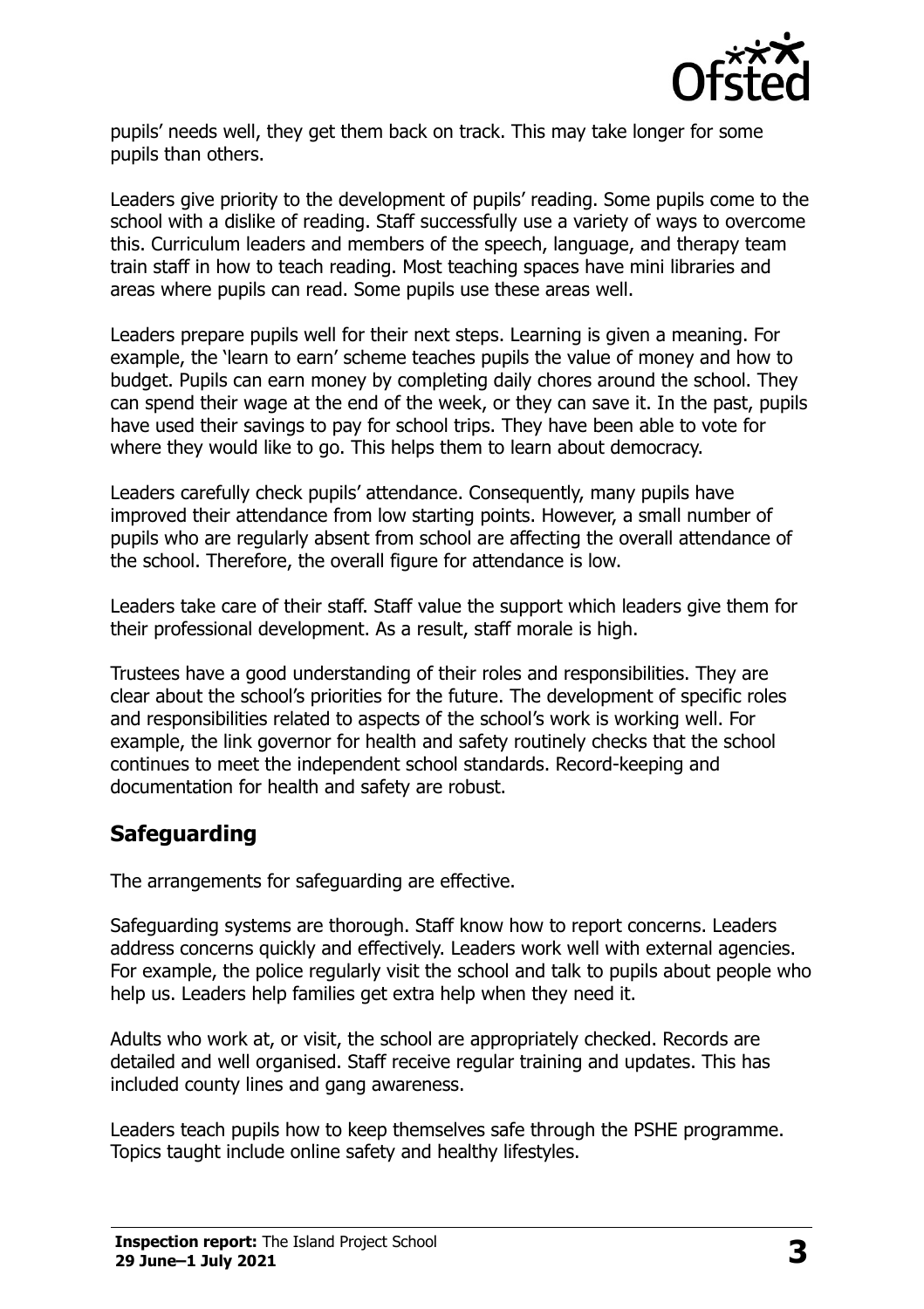pupils' needs well, they get them back on track. This may take longer for some pupils than others.

Leaders give priority to the development of pupils' reading. Some pupils come to the school with a dislike of reading. Staff successfully use a variety of ways to overcome this. Curriculum leaders and members of the speech, language, and therapy team train staff in how to teach reading. Most teaching spaces have mini libraries and areas where pupils can read. Some pupils use these areas well.

Leaders prepare pupils well for their next steps. Learning is given a meaning. For example, the 'learn to earn' scheme teaches pupils the value of money and how to budget. Pupils can earn money by completing daily chores around the school. They can spend their wage at the end of the week, or they can save it. In the past, pupils have used their savings to pay for school trips. They have been able to vote for where they would like to go. This helps them to learn about democracy.

Leaders carefully check pupils' attendance. Consequently, many pupils have improved their attendance from low starting points. However, a small number of pupils who are regularly absent from school are affecting the overall attendance of the school. Therefore, the overall figure for attendance is low.

Leaders take care of their staff. Staff value the support which leaders give them for their professional development. As a result, staff morale is high.

Trustees have a good understanding of their roles and responsibilities. They are clear about the school's priorities for the future. The development of specific roles and responsibilities related to aspects of the school's work is working well. For example, the link governor for health and safety routinely checks that the school continues to meet the independent school standards. Record-keeping and documentation for health and safety are robust.

## Safeguarding

The arrangements for safeguarding are effective.

Safeguarding systems are thorough. Staff know how to report concerns. Leaders address concerns quickly and effectively. Leaders work well with external agencies. For example, the police regularly visit the school and talk to pupils about people who help us. Leaders help families get extra help when they need it.

Adults who work at, or visit, the school are appropriately checked. Records are detailed and well organised. Staff receive regular training and updates. This has included county lines and gang awareness.

Leaders teach pupils how to keep themselves safe through the PSHE programme. Topics taught include online safety and healthy lifestyles.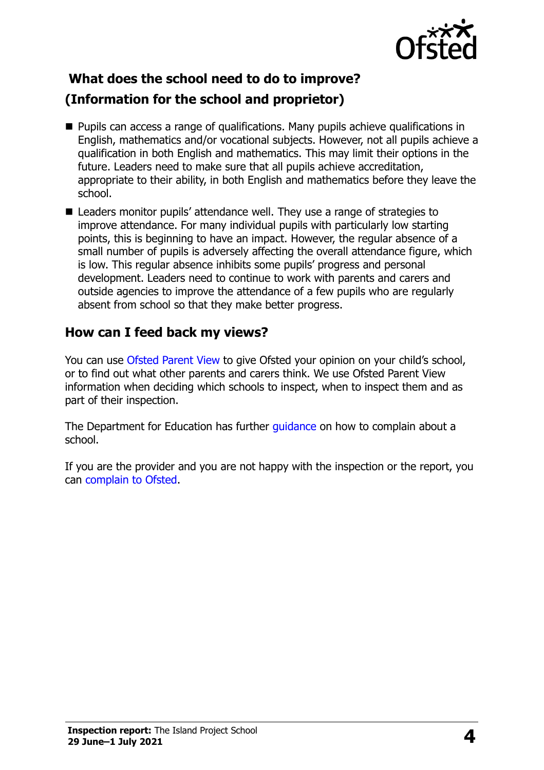## What does the school need to do to improve?
## (Information for the school and proprietor)

- Pupils can access a range of qualifications. Many pupils achieve qualifications in English, mathematics and/or vocational subjects. However, not all pupils achieve a qualification in both English and mathematics. This may limit their options in the future. Leaders need to make sure that all pupils achieve accreditation, appropriate to their ability, in both English and mathematics before they leave the school.
- Leaders monitor pupils' attendance well. They use a range of strategies to improve attendance. For many individual pupils with particularly low starting points, this is beginning to have an impact. However, the regular absence of a small number of pupils is adversely affecting the overall attendance figure, which is low. This regular absence inhibits some pupils' progress and personal development. Leaders need to continue to work with parents and carers and outside agencies to improve the attendance of a few pupils who are regularly absent from school so that they make better progress.

## How can I feed back my views?

You can use Ofsted Parent View to give Ofsted your opinion on your child's school, or to find out what other parents and carers think. We use Ofsted Parent View information when deciding which schools to inspect, when to inspect them and as part of their inspection.

The Department for Education has further guidance on how to complain about a school.

If you are the provider and you are not happy with the inspection or the report, you can complain to Ofsted.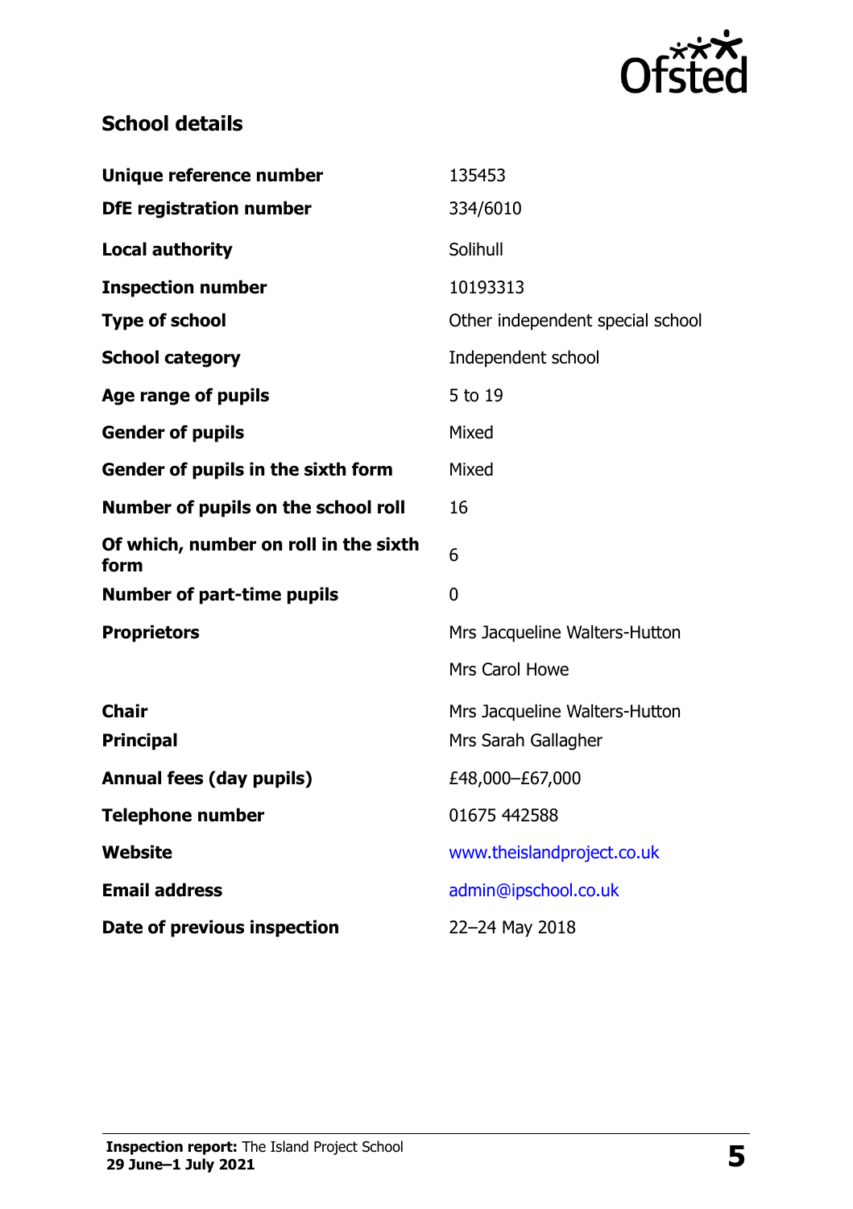## School details

| | |
|---|---|
| **Unique reference number** | 135453 |
| **DfE registration number** | 334/6010 |
| **Local authority** | Solihull |
| **Inspection number** | 10193313 |
| **Type of school** | Other independent special school |
| **School category** | Independent school |
| **Age range of pupils** | 5 to 19 |
| **Gender of pupils** | Mixed |
| **Gender of pupils in the sixth form** | Mixed |
| **Number of pupils on the school roll** | 16 |
| **Of which, number on roll in the sixth form** | 6 |
| **Number of part-time pupils** | 0 |
| **Proprietors** | Mrs Jacqueline Walters-Hutton |
| | Mrs Carol Howe |
| **Chair** | Mrs Jacqueline Walters-Hutton |
| **Principal** | Mrs Sarah Gallagher |
| **Annual fees (day pupils)** | £48,000–£67,000 |
| **Telephone number** | 01675 442588 |
| **Website** | www.theislandproject.co.uk |
| **Email address** | admin@ipschool.co.uk |
| **Date of previous inspection** | 22–24 May 2018 |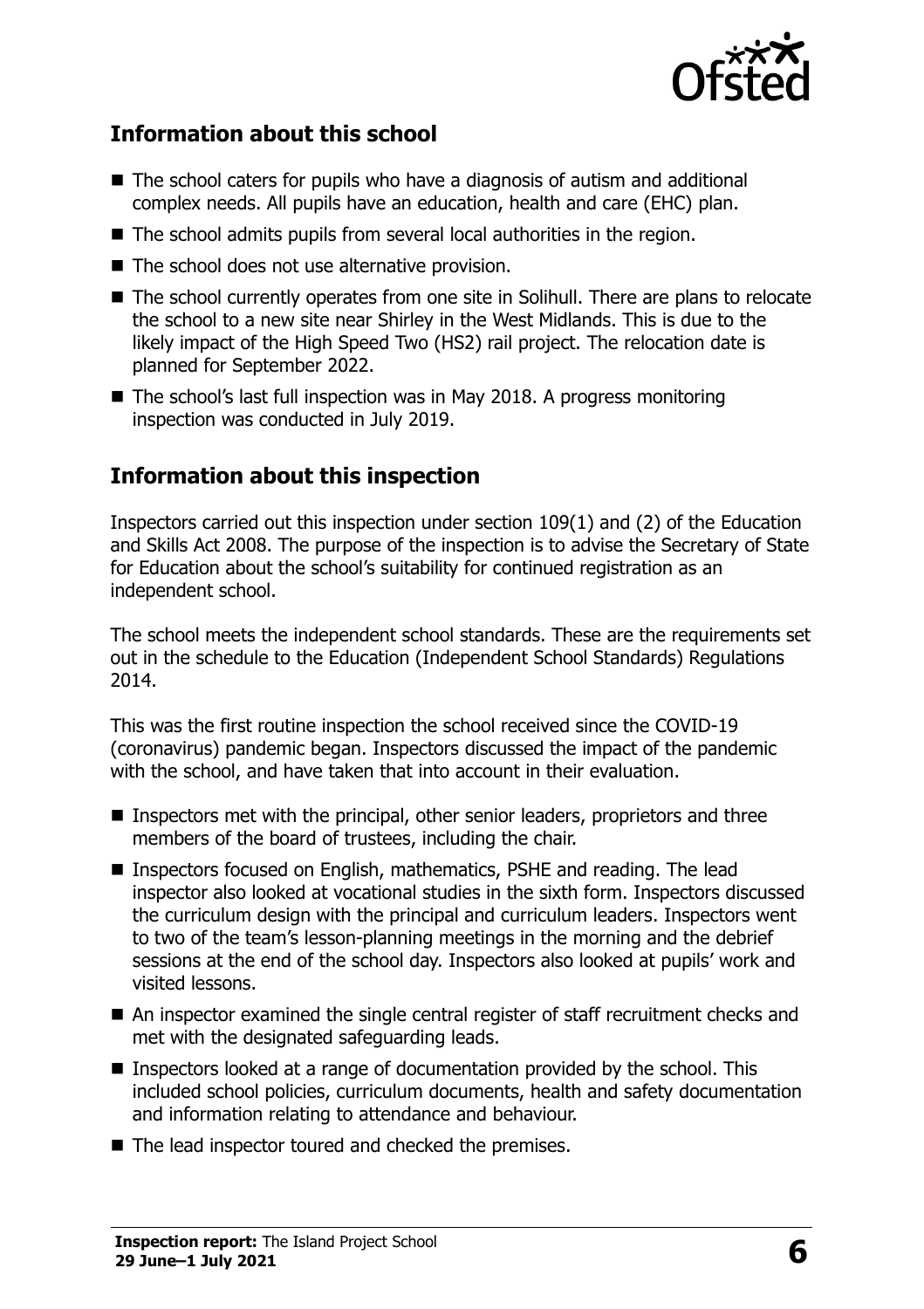## Information about this school

- The school caters for pupils who have a diagnosis of autism and additional complex needs. All pupils have an education, health and care (EHC) plan.
- The school admits pupils from several local authorities in the region.
- The school does not use alternative provision.
- The school currently operates from one site in Solihull. There are plans to relocate the school to a new site near Shirley in the West Midlands. This is due to the likely impact of the High Speed Two (HS2) rail project. The relocation date is planned for September 2022.
- The school's last full inspection was in May 2018. A progress monitoring inspection was conducted in July 2019.

## Information about this inspection

Inspectors carried out this inspection under section 109(1) and (2) of the Education and Skills Act 2008. The purpose of the inspection is to advise the Secretary of State for Education about the school's suitability for continued registration as an independent school.

The school meets the independent school standards. These are the requirements set out in the schedule to the Education (Independent School Standards) Regulations 2014.

This was the first routine inspection the school received since the COVID-19 (coronavirus) pandemic began. Inspectors discussed the impact of the pandemic with the school, and have taken that into account in their evaluation.

- Inspectors met with the principal, other senior leaders, proprietors and three members of the board of trustees, including the chair.
- Inspectors focused on English, mathematics, PSHE and reading. The lead inspector also looked at vocational studies in the sixth form. Inspectors discussed the curriculum design with the principal and curriculum leaders. Inspectors went to two of the team's lesson-planning meetings in the morning and the debrief sessions at the end of the school day. Inspectors also looked at pupils' work and visited lessons.
- An inspector examined the single central register of staff recruitment checks and met with the designated safeguarding leads.
- Inspectors looked at a range of documentation provided by the school. This included school policies, curriculum documents, health and safety documentation and information relating to attendance and behaviour.
- The lead inspector toured and checked the premises.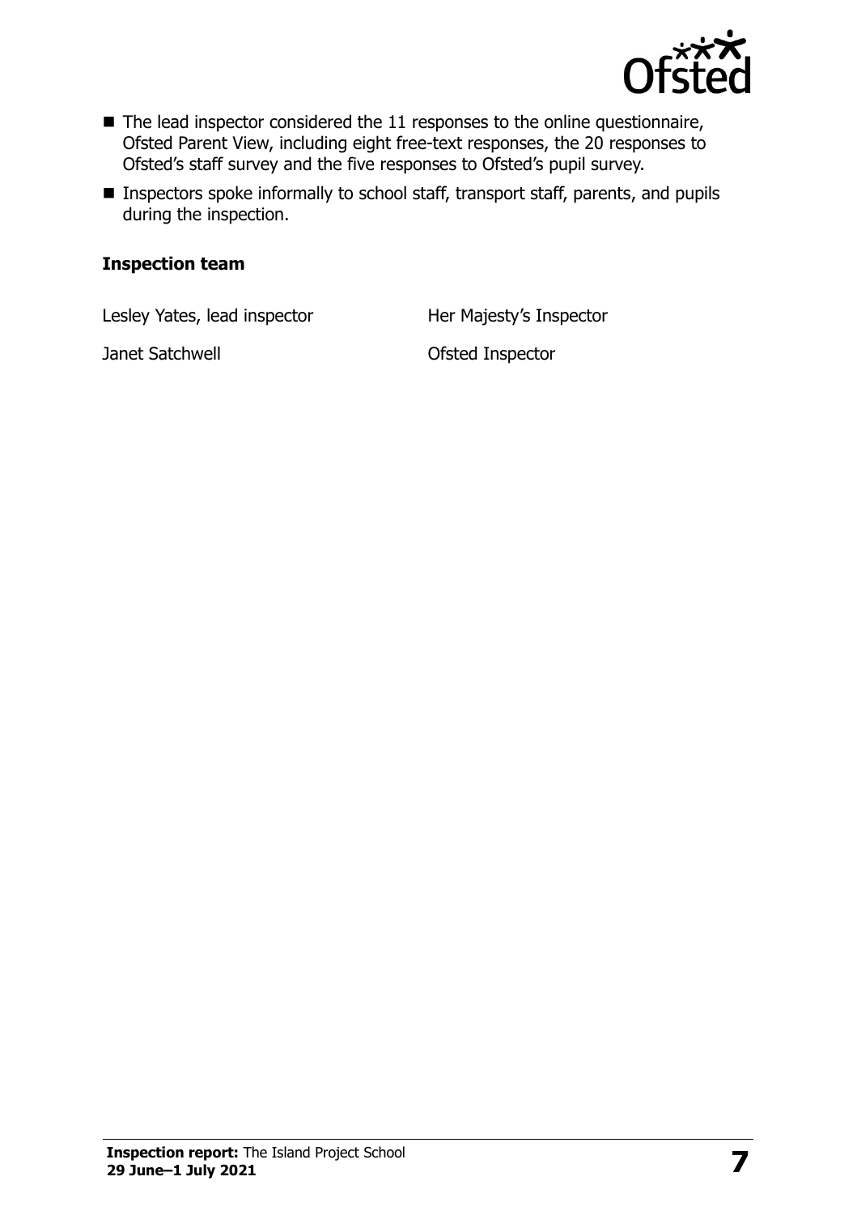- The lead inspector considered the 11 responses to the online questionnaire, Ofsted Parent View, including eight free-text responses, the 20 responses to Ofsted's staff survey and the five responses to Ofsted's pupil survey.
- Inspectors spoke informally to school staff, transport staff, parents, and pupils during the inspection.

### Inspection team

| | |
|---|---|
| Lesley Yates, lead inspector | Her Majesty's Inspector |
| Janet Satchwell | Ofsted Inspector |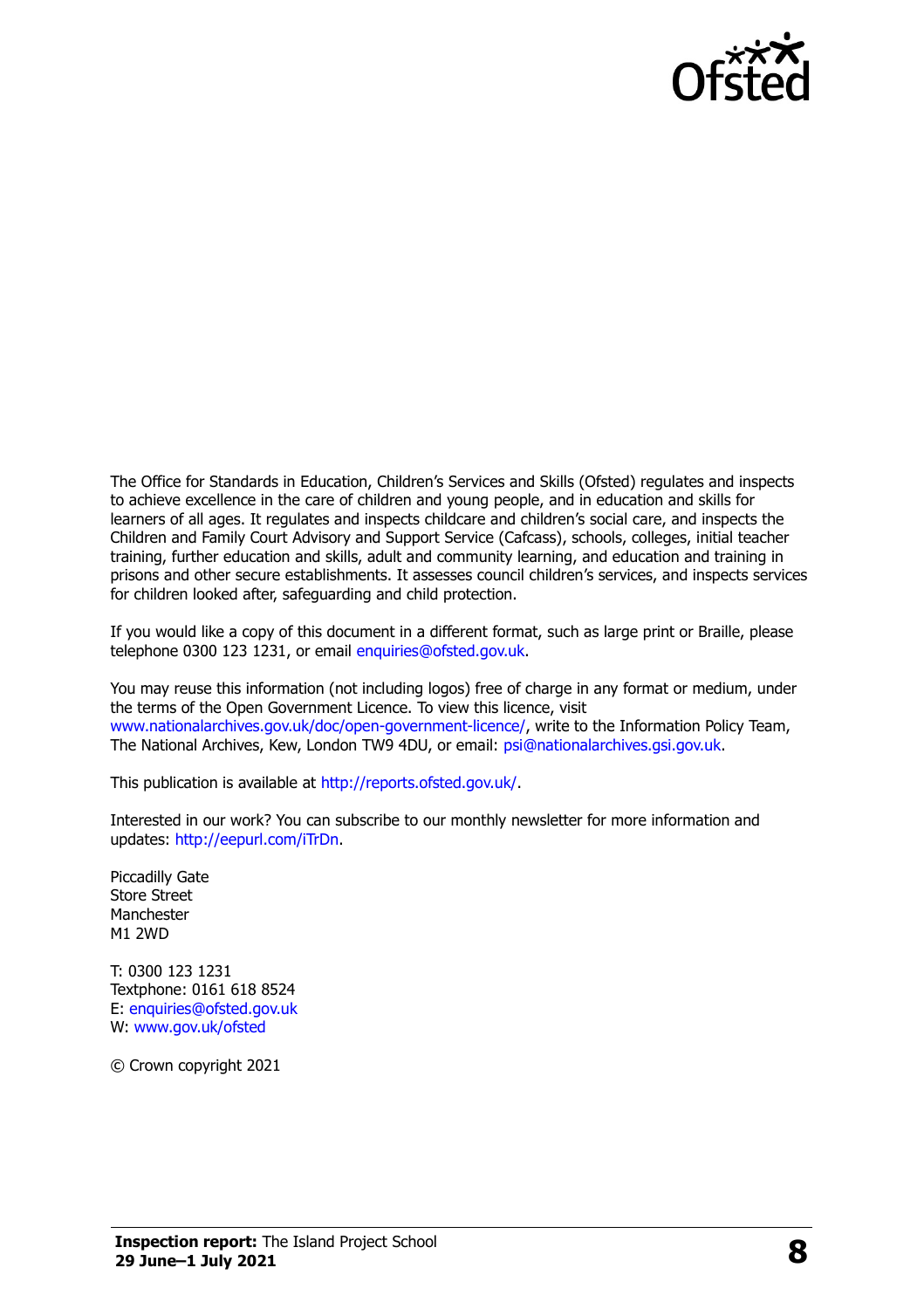The Office for Standards in Education, Children's Services and Skills (Ofsted) regulates and inspects to achieve excellence in the care of children and young people, and in education and skills for learners of all ages. It regulates and inspects childcare and children's social care, and inspects the Children and Family Court Advisory and Support Service (Cafcass), schools, colleges, initial teacher training, further education and skills, adult and community learning, and education and training in prisons and other secure establishments. It assesses council children's services, and inspects services for children looked after, safeguarding and child protection.

If you would like a copy of this document in a different format, such as large print or Braille, please telephone 0300 123 1231, or email enquiries@ofsted.gov.uk.

You may reuse this information (not including logos) free of charge in any format or medium, under the terms of the Open Government Licence. To view this licence, visit www.nationalarchives.gov.uk/doc/open-government-licence/, write to the Information Policy Team, The National Archives, Kew, London TW9 4DU, or email: psi@nationalarchives.gsi.gov.uk.

This publication is available at http://reports.ofsted.gov.uk/.

Interested in our work? You can subscribe to our monthly newsletter for more information and updates: http://eepurl.com/iTrDn.

Piccadilly Gate
Store Street
Manchester
M1 2WD

T: 0300 123 1231
Textphone: 0161 618 8524
E: enquiries@ofsted.gov.uk
W: www.gov.uk/ofsted

© Crown copyright 2021